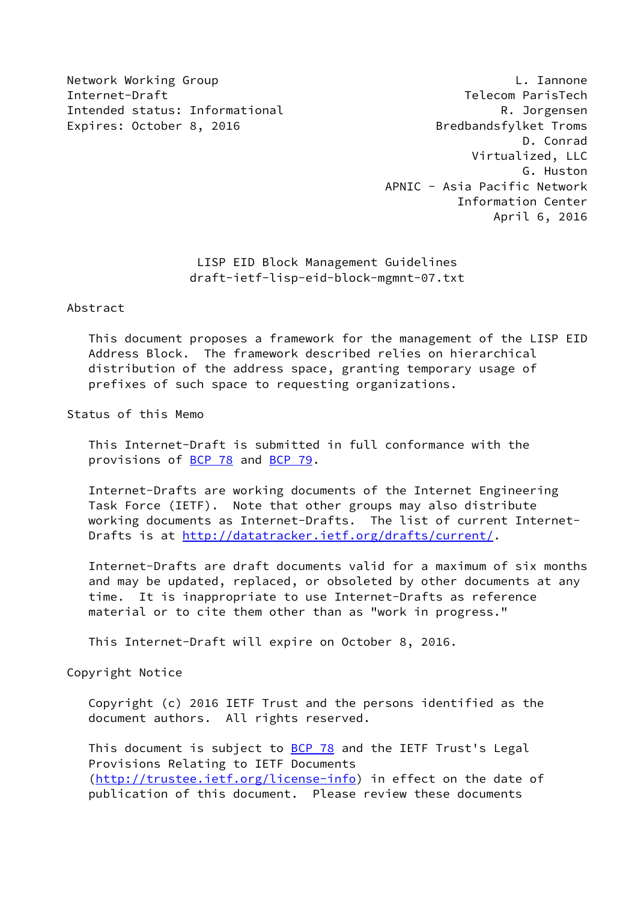Network Working Group L. Iannone
Internet-Draft Telecom ParisTech
Intended status: Informational R. Jorgensen
Expires: October 8, 2016 Bredbandsfylket Troms
D. Conrad
Virtualized, LLC
G. Huston
APNIC - Asia Pacific Network
Information Center
April 6, 2016

# LISP EID Block Management Guidelines
draft-ietf-lisp-eid-block-mgmnt-07.txt

## Abstract

This document proposes a framework for the management of the LISP EID Address Block. The framework described relies on hierarchical distribution of the address space, granting temporary usage of prefixes of such space to requesting organizations.

## Status of this Memo

This Internet-Draft is submitted in full conformance with the provisions of BCP 78 and BCP 79.

Internet-Drafts are working documents of the Internet Engineering Task Force (IETF). Note that other groups may also distribute working documents as Internet-Drafts. The list of current Internet-Drafts is at http://datatracker.ietf.org/drafts/current/.

Internet-Drafts are draft documents valid for a maximum of six months and may be updated, replaced, or obsoleted by other documents at any time. It is inappropriate to use Internet-Drafts as reference material or to cite them other than as "work in progress."

This Internet-Draft will expire on October 8, 2016.

## Copyright Notice

Copyright (c) 2016 IETF Trust and the persons identified as the document authors. All rights reserved.

This document is subject to BCP 78 and the IETF Trust's Legal Provisions Relating to IETF Documents (http://trustee.ietf.org/license-info) in effect on the date of publication of this document. Please review these documents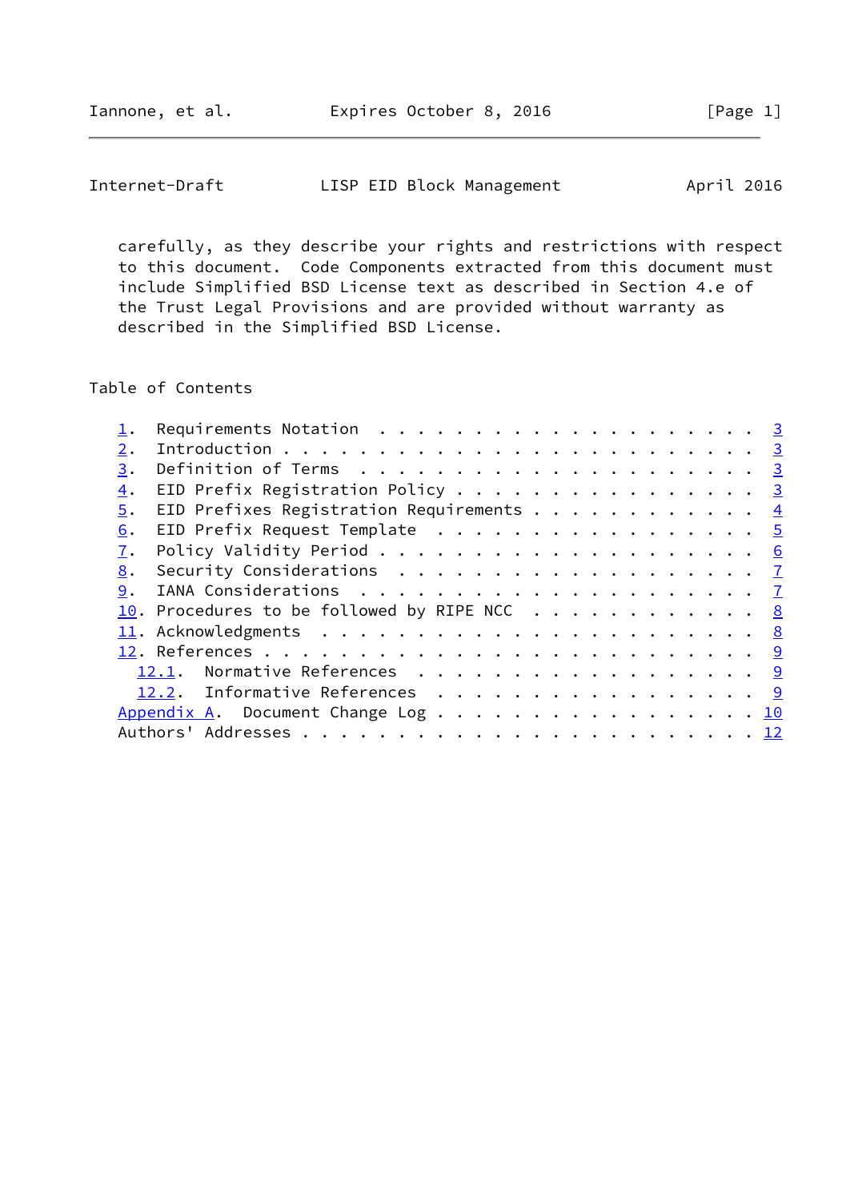carefully, as they describe your rights and restrictions with respect to this document. Code Components extracted from this document must include Simplified BSD License text as described in Section 4.e of the Trust Legal Provisions and are provided without warranty as described in the Simplified BSD License.

## Table of Contents

- 1. Requirements Notation . . . . . . . . . . . . . . . . . . . . . 3
- 2. Introduction . . . . . . . . . . . . . . . . . . . . . . . . . 3
- 3. Definition of Terms . . . . . . . . . . . . . . . . . . . . . 3
- 4. EID Prefix Registration Policy . . . . . . . . . . . . . . . . 3
- 5. EID Prefixes Registration Requirements . . . . . . . . . . . . 4
- 6. EID Prefix Request Template . . . . . . . . . . . . . . . . . 5
- 7. Policy Validity Period . . . . . . . . . . . . . . . . . . . . 6
- 8. Security Considerations . . . . . . . . . . . . . . . . . . . 7
- 9. IANA Considerations . . . . . . . . . . . . . . . . . . . . . 7
- 10. Procedures to be followed by RIPE NCC . . . . . . . . . . . . 8
- 11. Acknowledgments . . . . . . . . . . . . . . . . . . . . . . . 8
- 12. References . . . . . . . . . . . . . . . . . . . . . . . . . 9
  - 12.1. Normative References . . . . . . . . . . . . . . . . . . 9
  - 12.2. Informative References . . . . . . . . . . . . . . . . . 9
- Appendix A. Document Change Log . . . . . . . . . . . . . . . . . 10
- Authors' Addresses . . . . . . . . . . . . . . . . . . . . . . . . 12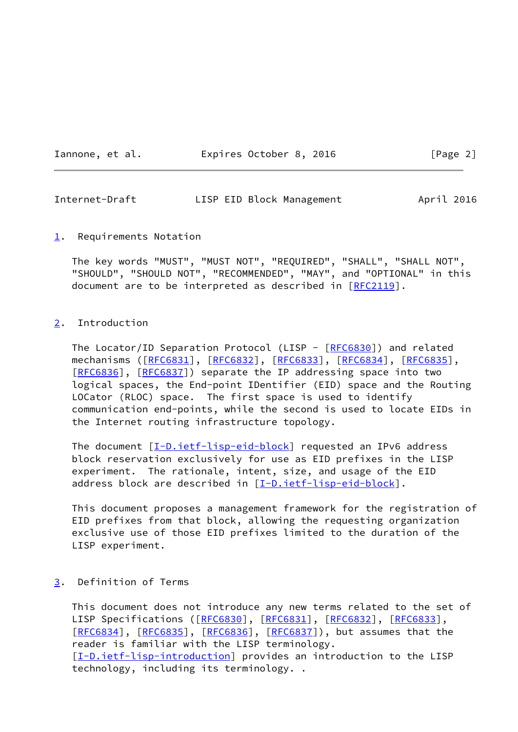## 1. Requirements Notation

The key words "MUST", "MUST NOT", "REQUIRED", "SHALL", "SHALL NOT", "SHOULD", "SHOULD NOT", "RECOMMENDED", "MAY", and "OPTIONAL" in this document are to be interpreted as described in [RFC2119].

## 2. Introduction

The Locator/ID Separation Protocol (LISP - [RFC6830]) and related mechanisms ([RFC6831], [RFC6832], [RFC6833], [RFC6834], [RFC6835], [RFC6836], [RFC6837]) separate the IP addressing space into two logical spaces, the End-point IDentifier (EID) space and the Routing LOCator (RLOC) space. The first space is used to identify communication end-points, while the second is used to locate EIDs in the Internet routing infrastructure topology.

The document [I-D.ietf-lisp-eid-block] requested an IPv6 address block reservation exclusively for use as EID prefixes in the LISP experiment. The rationale, intent, size, and usage of the EID address block are described in [I-D.ietf-lisp-eid-block].

This document proposes a management framework for the registration of EID prefixes from that block, allowing the requesting organization exclusive use of those EID prefixes limited to the duration of the LISP experiment.

## 3. Definition of Terms

This document does not introduce any new terms related to the set of LISP Specifications ([RFC6830], [RFC6831], [RFC6832], [RFC6833], [RFC6834], [RFC6835], [RFC6836], [RFC6837]), but assumes that the reader is familiar with the LISP terminology. [I-D.ietf-lisp-introduction] provides an introduction to the LISP technology, including its terminology. .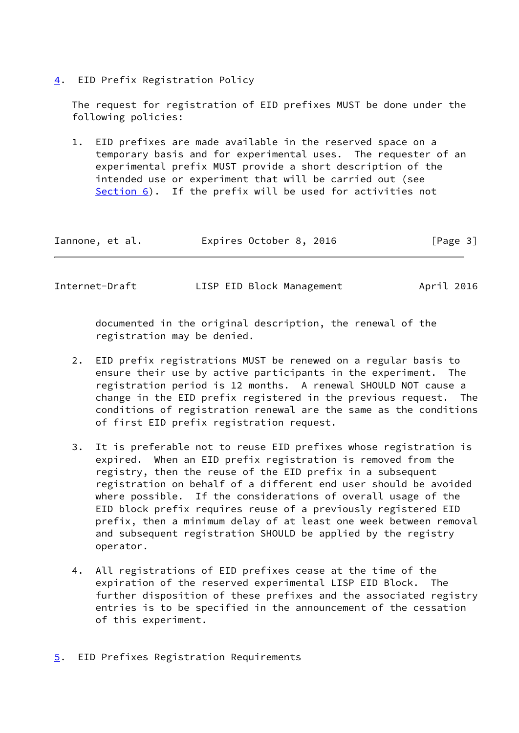## 4. EID Prefix Registration Policy

The request for registration of EID prefixes MUST be done under the following policies:

1. EID prefixes are made available in the reserved space on a temporary basis and for experimental uses. The requester of an experimental prefix MUST provide a short description of the intended use or experiment that will be carried out (see Section 6). If the prefix will be used for activities not documented in the original description, the renewal of the registration may be denied.

2. EID prefix registrations MUST be renewed on a regular basis to ensure their use by active participants in the experiment. The registration period is 12 months. A renewal SHOULD NOT cause a change in the EID prefix registered in the previous request. The conditions of registration renewal are the same as the conditions of first EID prefix registration request.

3. It is preferable not to reuse EID prefixes whose registration is expired. When an EID prefix registration is removed from the registry, then the reuse of the EID prefix in a subsequent registration on behalf of a different end user should be avoided where possible. If the considerations of overall usage of the EID block prefix requires reuse of a previously registered EID prefix, then a minimum delay of at least one week between removal and subsequent registration SHOULD be applied by the registry operator.

4. All registrations of EID prefixes cease at the time of the expiration of the reserved experimental LISP EID Block. The further disposition of these prefixes and the associated registry entries is to be specified in the announcement of the cessation of this experiment.

## 5. EID Prefixes Registration Requirements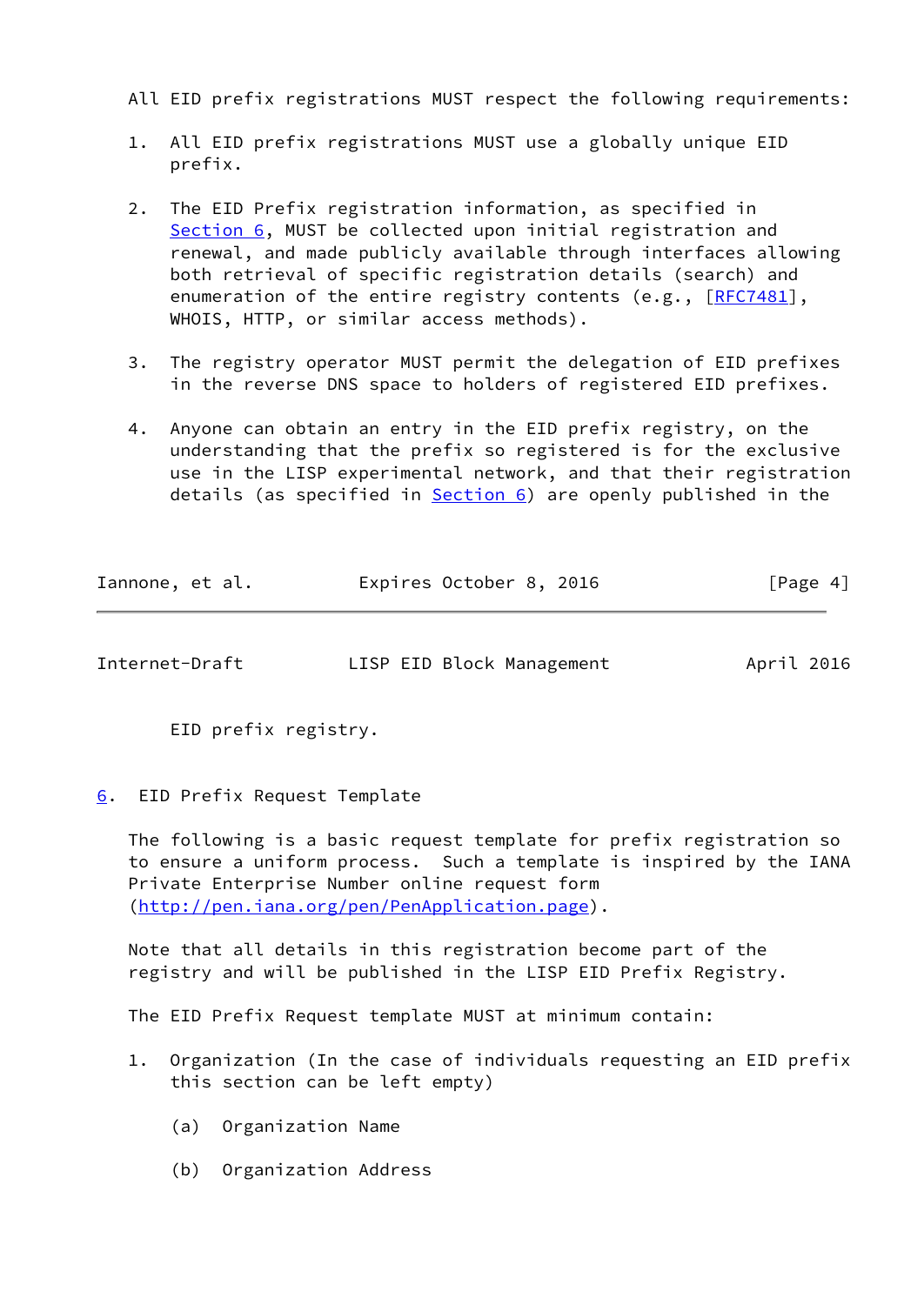All EID prefix registrations MUST respect the following requirements:

1. All EID prefix registrations MUST use a globally unique EID prefix.

2. The EID Prefix registration information, as specified in Section 6, MUST be collected upon initial registration and renewal, and made publicly available through interfaces allowing both retrieval of specific registration details (search) and enumeration of the entire registry contents (e.g., [RFC7481], WHOIS, HTTP, or similar access methods).

3. The registry operator MUST permit the delegation of EID prefixes in the reverse DNS space to holders of registered EID prefixes.

4. Anyone can obtain an entry in the EID prefix registry, on the understanding that the prefix so registered is for the exclusive use in the LISP experimental network, and that their registration details (as specified in Section 6) are openly published in the EID prefix registry.

## 6. EID Prefix Request Template

The following is a basic request template for prefix registration so to ensure a uniform process. Such a template is inspired by the IANA Private Enterprise Number online request form (http://pen.iana.org/pen/PenApplication.page).

Note that all details in this registration become part of the registry and will be published in the LISP EID Prefix Registry.

The EID Prefix Request template MUST at minimum contain:

1. Organization (In the case of individuals requesting an EID prefix this section can be left empty)

   (a) Organization Name

   (b) Organization Address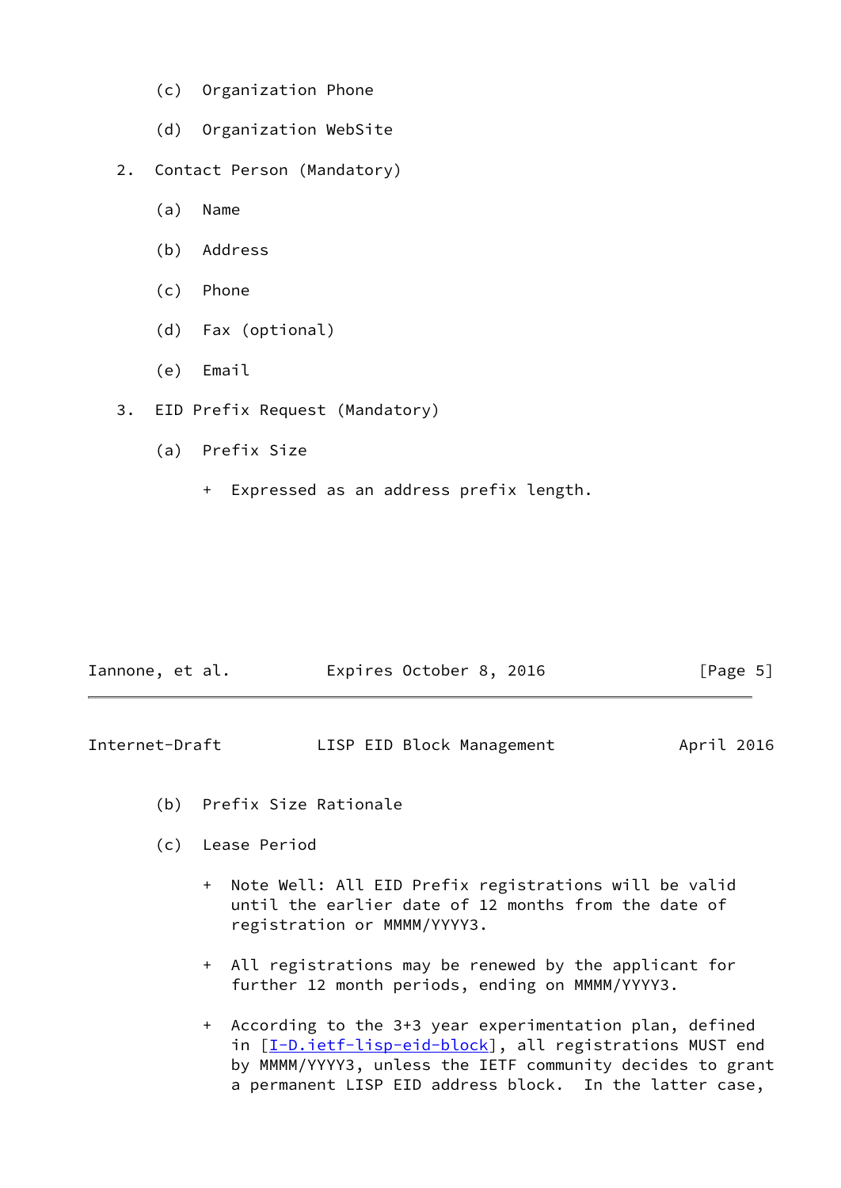(c) Organization Phone

    (d) Organization WebSite

2. Contact Person (Mandatory)

    (a) Name

    (b) Address

    (c) Phone

    (d) Fax (optional)

    (e) Email

3. EID Prefix Request (Mandatory)

    (a) Prefix Size

        + Expressed as an address prefix length.

    (b) Prefix Size Rationale

    (c) Lease Period

        + Note Well: All EID Prefix registrations will be valid until the earlier date of 12 months from the date of registration or MMMM/YYYY3.

        + All registrations may be renewed by the applicant for further 12 month periods, ending on MMMM/YYYY3.

        + According to the 3+3 year experimentation plan, defined in [I-D.ietf-lisp-eid-block], all registrations MUST end by MMMM/YYYY3, unless the IETF community decides to grant a permanent LISP EID address block. In the latter case,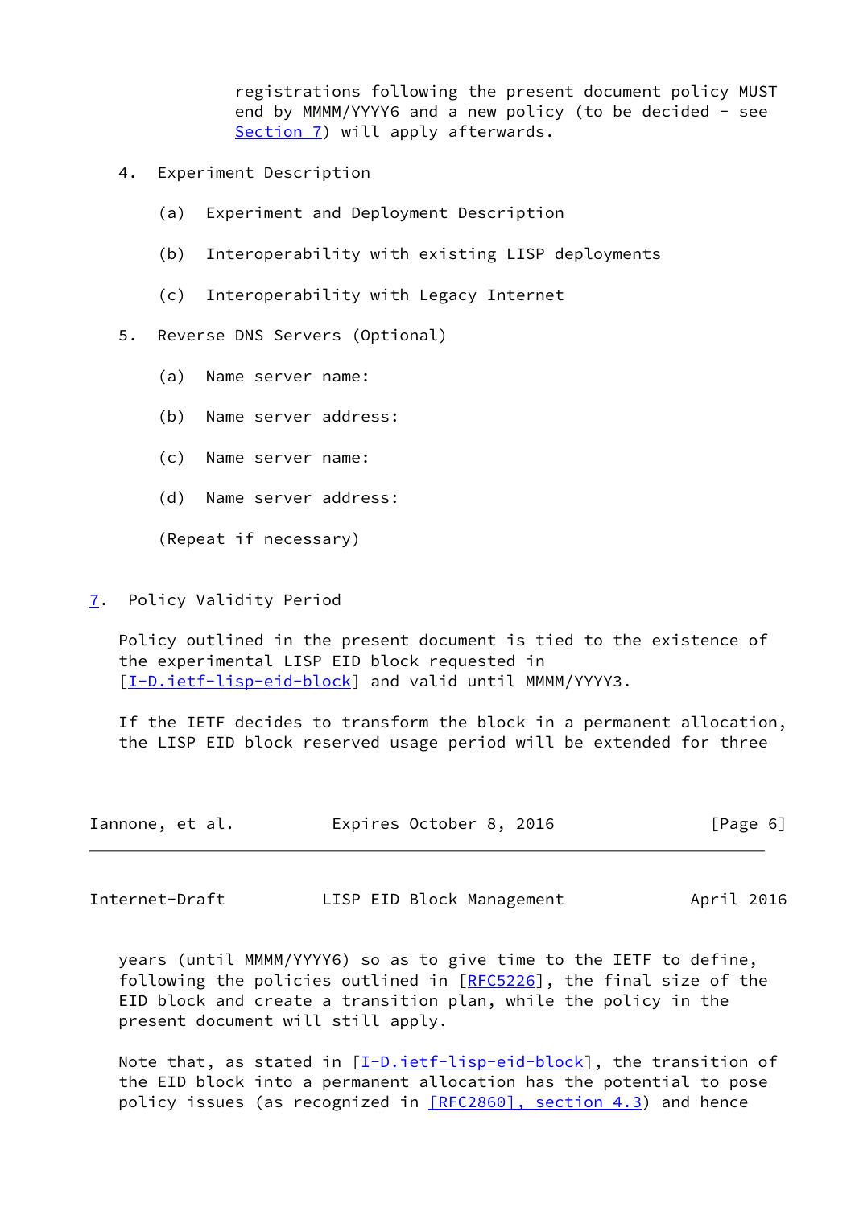registrations following the present document policy MUST end by MMMM/YYYY6 and a new policy (to be decided - see Section 7) will apply afterwards.

4. Experiment Description

   (a) Experiment and Deployment Description

   (b) Interoperability with existing LISP deployments

   (c) Interoperability with Legacy Internet

5. Reverse DNS Servers (Optional)

   (a) Name server name:

   (b) Name server address:

   (c) Name server name:

   (d) Name server address:

   (Repeat if necessary)

## 7. Policy Validity Period

Policy outlined in the present document is tied to the existence of the experimental LISP EID block requested in [I-D.ietf-lisp-eid-block] and valid until MMMM/YYYY3.

If the IETF decides to transform the block in a permanent allocation, the LISP EID block reserved usage period will be extended for three years (until MMMM/YYYY6) so as to give time to the IETF to define, following the policies outlined in [RFC5226], the final size of the EID block and create a transition plan, while the policy in the present document will still apply.

Note that, as stated in [I-D.ietf-lisp-eid-block], the transition of the EID block into a permanent allocation has the potential to pose policy issues (as recognized in [RFC2860], section 4.3) and hence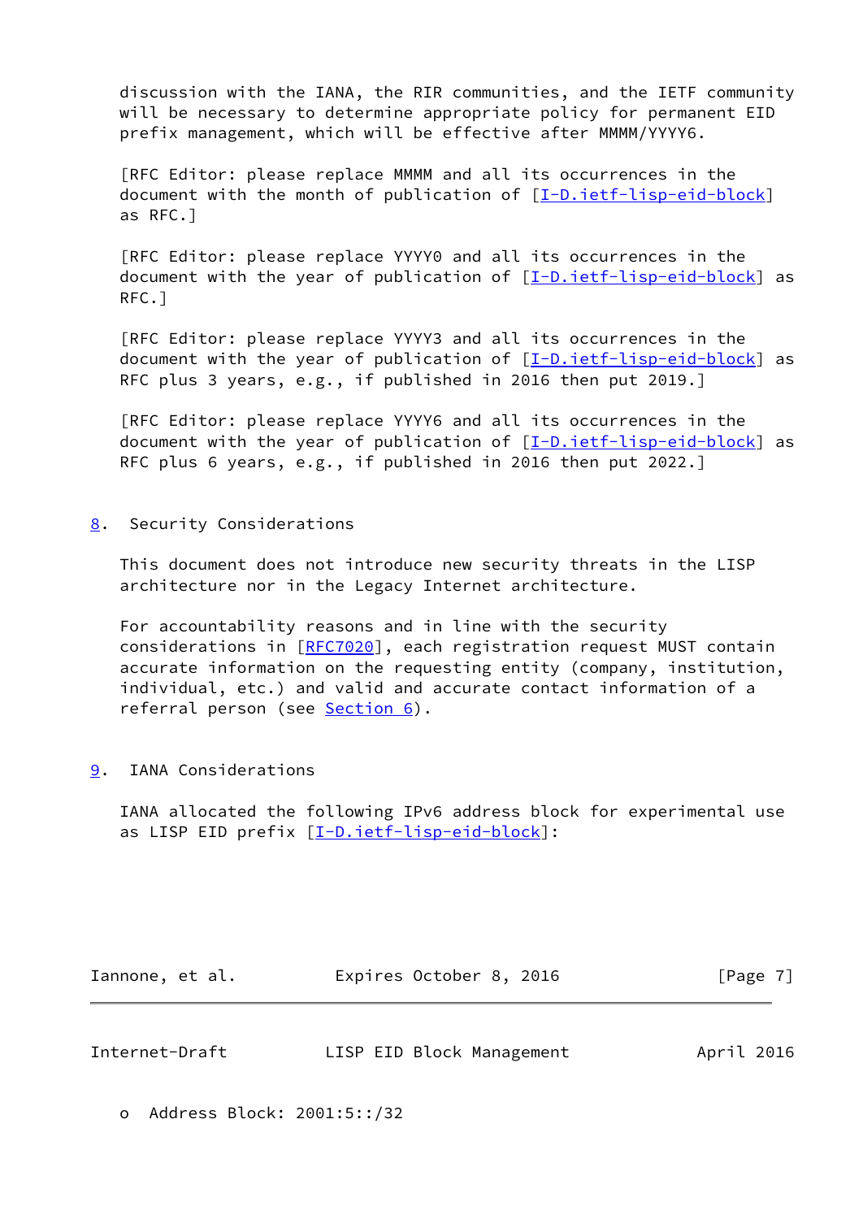discussion with the IANA, the RIR communities, and the IETF community will be necessary to determine appropriate policy for permanent EID prefix management, which will be effective after MMMM/YYYY6.

[RFC Editor: please replace MMMM and all its occurrences in the document with the month of publication of [I-D.ietf-lisp-eid-block] as RFC.]

[RFC Editor: please replace YYYY0 and all its occurrences in the document with the year of publication of [I-D.ietf-lisp-eid-block] as RFC.]

[RFC Editor: please replace YYYY3 and all its occurrences in the document with the year of publication of [I-D.ietf-lisp-eid-block] as RFC plus 3 years, e.g., if published in 2016 then put 2019.]

[RFC Editor: please replace YYYY6 and all its occurrences in the document with the year of publication of [I-D.ietf-lisp-eid-block] as RFC plus 6 years, e.g., if published in 2016 then put 2022.]

## 8. Security Considerations

This document does not introduce new security threats in the LISP architecture nor in the Legacy Internet architecture.

For accountability reasons and in line with the security considerations in [RFC7020], each registration request MUST contain accurate information on the requesting entity (company, institution, individual, etc.) and valid and accurate contact information of a referral person (see Section 6).

## 9. IANA Considerations

IANA allocated the following IPv6 address block for experimental use as LISP EID prefix [I-D.ietf-lisp-eid-block]:

- Address Block: 2001:5::/32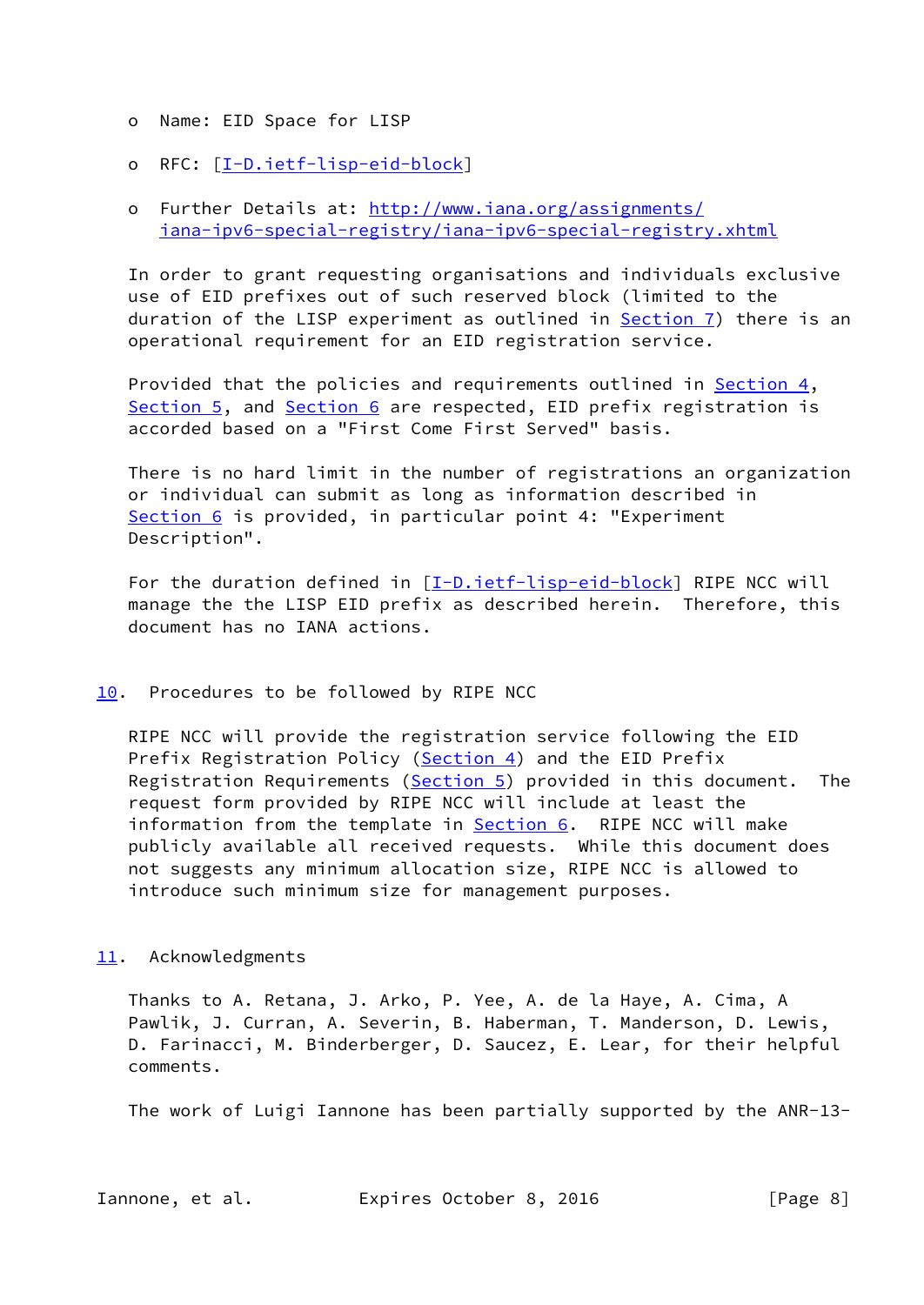- Name: EID Space for LISP

- RFC: [I-D.ietf-lisp-eid-block]

- Further Details at: http://www.iana.org/assignments/iana-ipv6-special-registry/iana-ipv6-special-registry.xhtml

In order to grant requesting organisations and individuals exclusive use of EID prefixes out of such reserved block (limited to the duration of the LISP experiment as outlined in Section 7) there is an operational requirement for an EID registration service.

Provided that the policies and requirements outlined in Section 4, Section 5, and Section 6 are respected, EID prefix registration is accorded based on a "First Come First Served" basis.

There is no hard limit in the number of registrations an organization or individual can submit as long as information described in Section 6 is provided, in particular point 4: "Experiment Description".

For the duration defined in [I-D.ietf-lisp-eid-block] RIPE NCC will manage the the LISP EID prefix as described herein. Therefore, this document has no IANA actions.

## 10. Procedures to be followed by RIPE NCC

RIPE NCC will provide the registration service following the EID Prefix Registration Policy (Section 4) and the EID Prefix Registration Requirements (Section 5) provided in this document. The request form provided by RIPE NCC will include at least the information from the template in Section 6. RIPE NCC will make publicly available all received requests. While this document does not suggests any minimum allocation size, RIPE NCC is allowed to introduce such minimum size for management purposes.

## 11. Acknowledgments

Thanks to A. Retana, J. Arko, P. Yee, A. de la Haye, A. Cima, A Pawlik, J. Curran, A. Severin, B. Haberman, T. Manderson, D. Lewis, D. Farinacci, M. Binderberger, D. Saucez, E. Lear, for their helpful comments.

The work of Luigi Iannone has been partially supported by the ANR-13-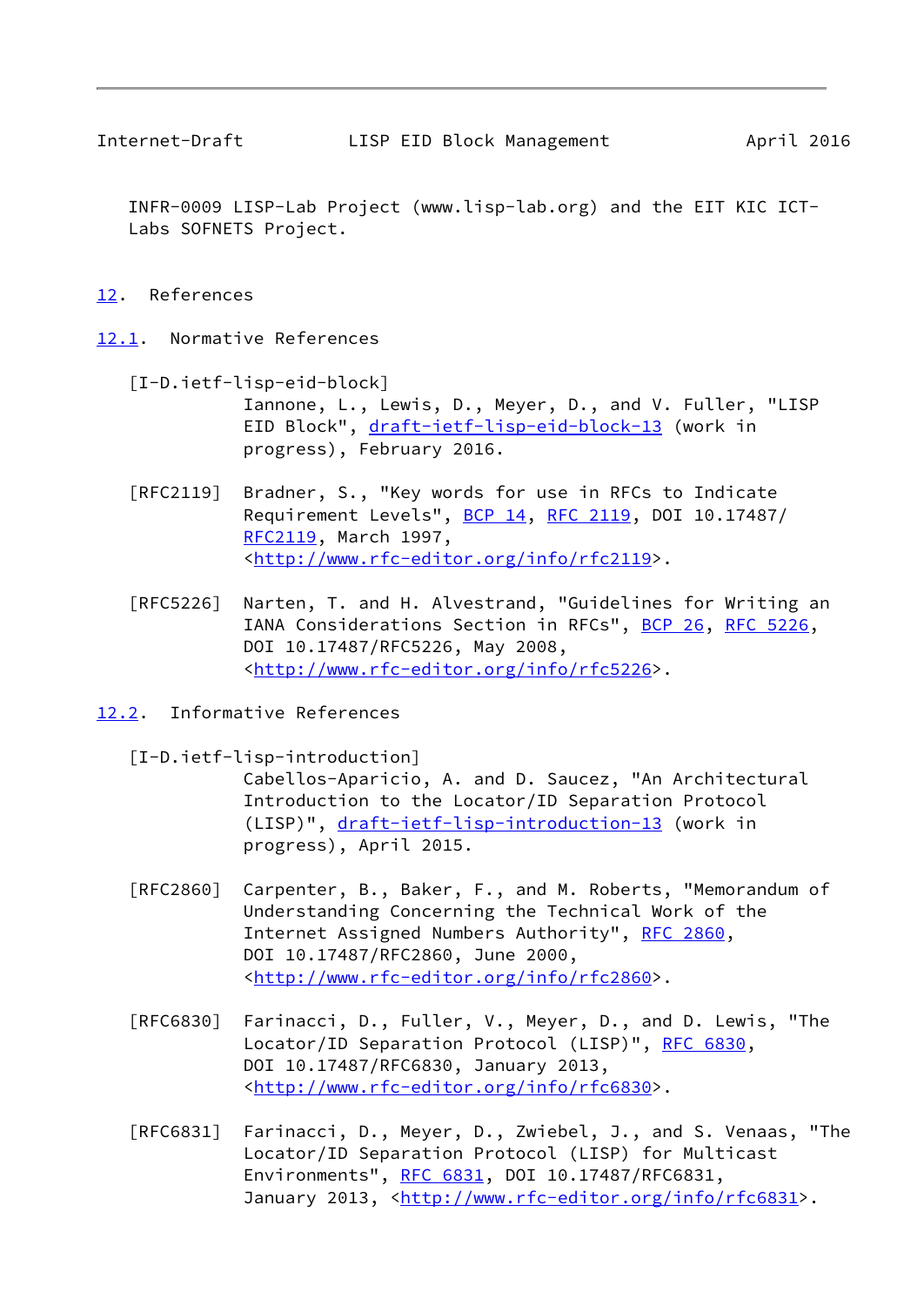INFR-0009 LISP-Lab Project (www.lisp-lab.org) and the EIT KIC ICT-Labs SOFNETS Project.

## 12. References

### 12.1. Normative References

[I-D.ietf-lisp-eid-block]
Iannone, L., Lewis, D., Meyer, D., and V. Fuller, "LISP EID Block", draft-ietf-lisp-eid-block-13 (work in progress), February 2016.

[RFC2119] Bradner, S., "Key words for use in RFCs to Indicate Requirement Levels", BCP 14, RFC 2119, DOI 10.17487/RFC2119, March 1997, <http://www.rfc-editor.org/info/rfc2119>.

[RFC5226] Narten, T. and H. Alvestrand, "Guidelines for Writing an IANA Considerations Section in RFCs", BCP 26, RFC 5226, DOI 10.17487/RFC5226, May 2008, <http://www.rfc-editor.org/info/rfc5226>.

### 12.2. Informative References

[I-D.ietf-lisp-introduction]
Cabellos-Aparicio, A. and D. Saucez, "An Architectural Introduction to the Locator/ID Separation Protocol (LISP)", draft-ietf-lisp-introduction-13 (work in progress), April 2015.

[RFC2860] Carpenter, B., Baker, F., and M. Roberts, "Memorandum of Understanding Concerning the Technical Work of the Internet Assigned Numbers Authority", RFC 2860, DOI 10.17487/RFC2860, June 2000, <http://www.rfc-editor.org/info/rfc2860>.

[RFC6830] Farinacci, D., Fuller, V., Meyer, D., and D. Lewis, "The Locator/ID Separation Protocol (LISP)", RFC 6830, DOI 10.17487/RFC6830, January 2013, <http://www.rfc-editor.org/info/rfc6830>.

[RFC6831] Farinacci, D., Meyer, D., Zwiebel, J., and S. Venaas, "The Locator/ID Separation Protocol (LISP) for Multicast Environments", RFC 6831, DOI 10.17487/RFC6831, January 2013, <http://www.rfc-editor.org/info/rfc6831>.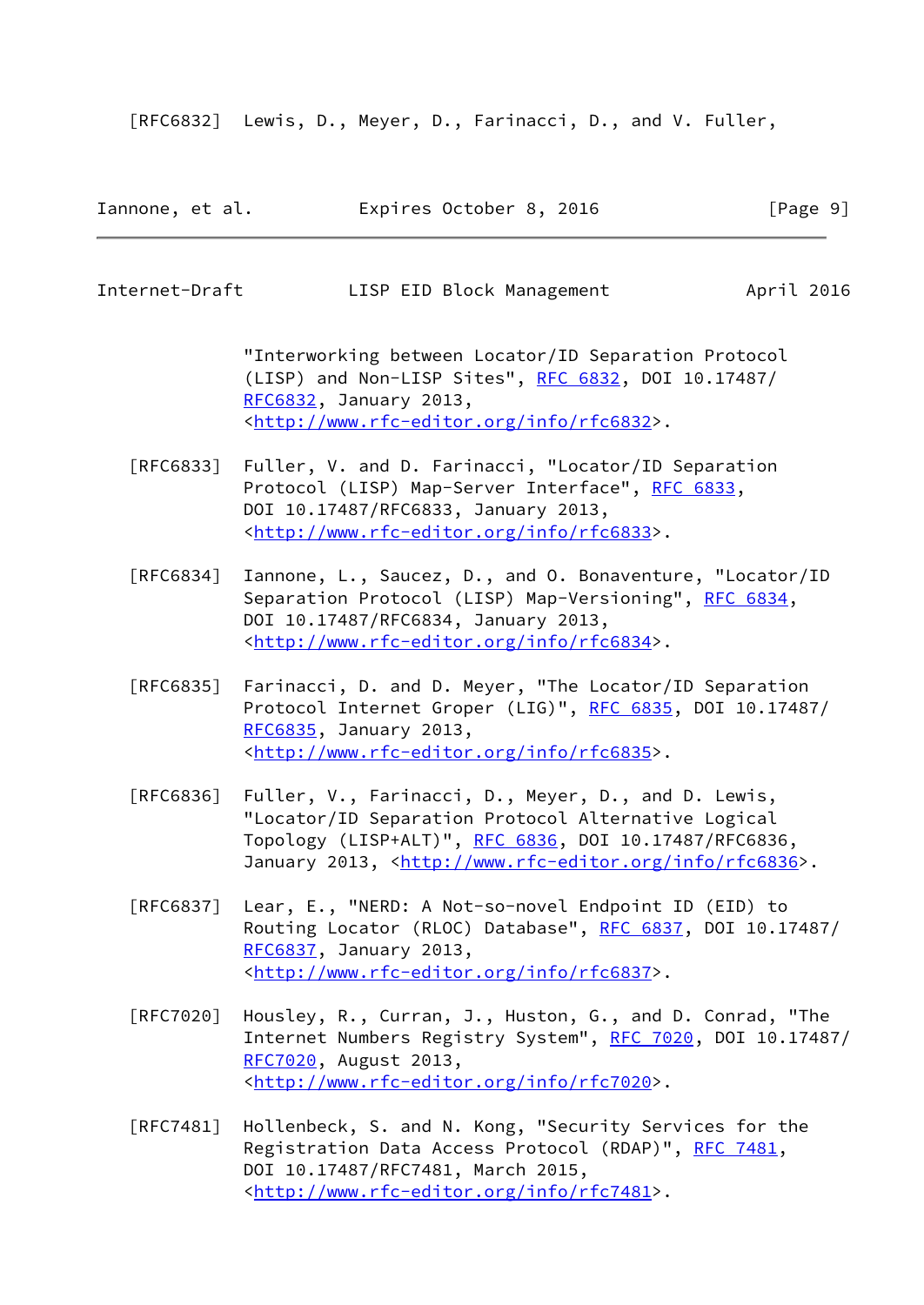[RFC6832] Lewis, D., Meyer, D., Farinacci, D., and V. Fuller, "Interworking between Locator/ID Separation Protocol (LISP) and Non-LISP Sites", RFC 6832, DOI 10.17487/RFC6832, January 2013, <http://www.rfc-editor.org/info/rfc6832>.

[RFC6833] Fuller, V. and D. Farinacci, "Locator/ID Separation Protocol (LISP) Map-Server Interface", RFC 6833, DOI 10.17487/RFC6833, January 2013, <http://www.rfc-editor.org/info/rfc6833>.

[RFC6834] Iannone, L., Saucez, D., and O. Bonaventure, "Locator/ID Separation Protocol (LISP) Map-Versioning", RFC 6834, DOI 10.17487/RFC6834, January 2013, <http://www.rfc-editor.org/info/rfc6834>.

[RFC6835] Farinacci, D. and D. Meyer, "The Locator/ID Separation Protocol Internet Groper (LIG)", RFC 6835, DOI 10.17487/RFC6835, January 2013, <http://www.rfc-editor.org/info/rfc6835>.

[RFC6836] Fuller, V., Farinacci, D., Meyer, D., and D. Lewis, "Locator/ID Separation Protocol Alternative Logical Topology (LISP+ALT)", RFC 6836, DOI 10.17487/RFC6836, January 2013, <http://www.rfc-editor.org/info/rfc6836>.

[RFC6837] Lear, E., "NERD: A Not-so-novel Endpoint ID (EID) to Routing Locator (RLOC) Database", RFC 6837, DOI 10.17487/RFC6837, January 2013, <http://www.rfc-editor.org/info/rfc6837>.

[RFC7020] Housley, R., Curran, J., Huston, G., and D. Conrad, "The Internet Numbers Registry System", RFC 7020, DOI 10.17487/RFC7020, August 2013, <http://www.rfc-editor.org/info/rfc7020>.

[RFC7481] Hollenbeck, S. and N. Kong, "Security Services for the Registration Data Access Protocol (RDAP)", RFC 7481, DOI 10.17487/RFC7481, March 2015, <http://www.rfc-editor.org/info/rfc7481>.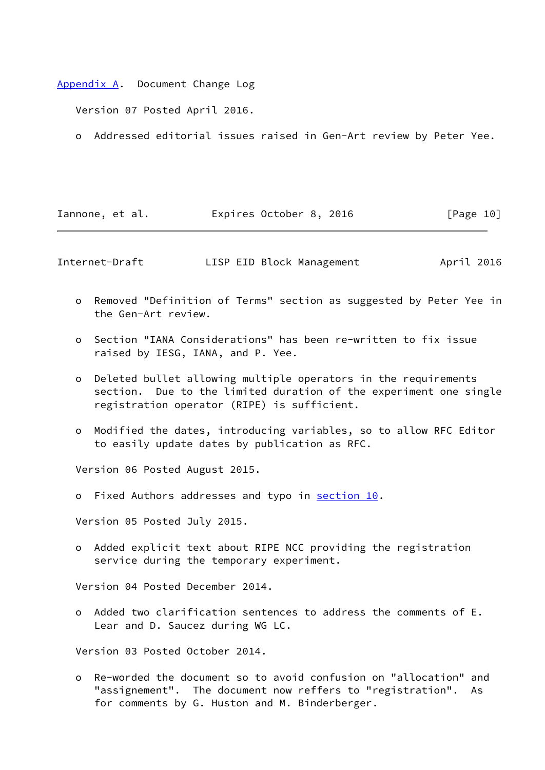## Appendix A. Document Change Log

Version 07 Posted April 2016.

- Addressed editorial issues raised in Gen-Art review by Peter Yee.
- Removed "Definition of Terms" section as suggested by Peter Yee in the Gen-Art review.
- Section "IANA Considerations" has been re-written to fix issue raised by IESG, IANA, and P. Yee.
- Deleted bullet allowing multiple operators in the requirements section. Due to the limited duration of the experiment one single registration operator (RIPE) is sufficient.
- Modified the dates, introducing variables, so to allow RFC Editor to easily update dates by publication as RFC.

Version 06 Posted August 2015.

- Fixed Authors addresses and typo in section 10.

Version 05 Posted July 2015.

- Added explicit text about RIPE NCC providing the registration service during the temporary experiment.

Version 04 Posted December 2014.

- Added two clarification sentences to address the comments of E. Lear and D. Saucez during WG LC.

Version 03 Posted October 2014.

- Re-worded the document so to avoid confusion on "allocation" and "assignement". The document now reffers to "registration". As for comments by G. Huston and M. Binderberger.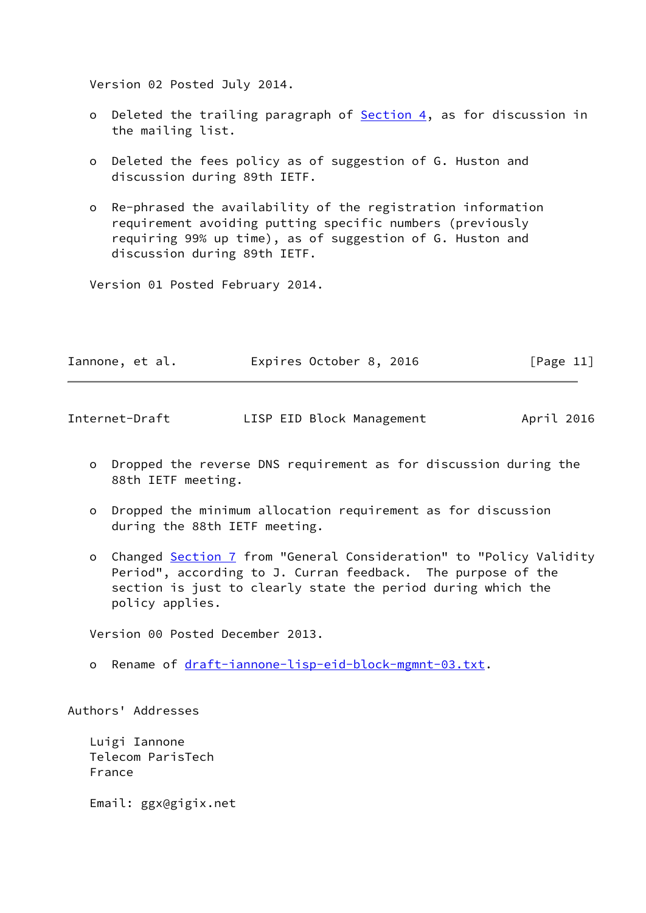Version 02 Posted July 2014.

- Deleted the trailing paragraph of Section 4, as for discussion in the mailing list.

- Deleted the fees policy as of suggestion of G. Huston and discussion during 89th IETF.

- Re-phrased the availability of the registration information requirement avoiding putting specific numbers (previously requiring 99% up time), as of suggestion of G. Huston and discussion during 89th IETF.

Version 01 Posted February 2014.

- Dropped the reverse DNS requirement as for discussion during the 88th IETF meeting.

- Dropped the minimum allocation requirement as for discussion during the 88th IETF meeting.

- Changed Section 7 from "General Consideration" to "Policy Validity Period", according to J. Curran feedback. The purpose of the section is just to clearly state the period during which the policy applies.

Version 00 Posted December 2013.

- Rename of draft-iannone-lisp-eid-block-mgmnt-03.txt.

## Authors' Addresses

Luigi Iannone
Telecom ParisTech
France

Email: ggx@gigix.net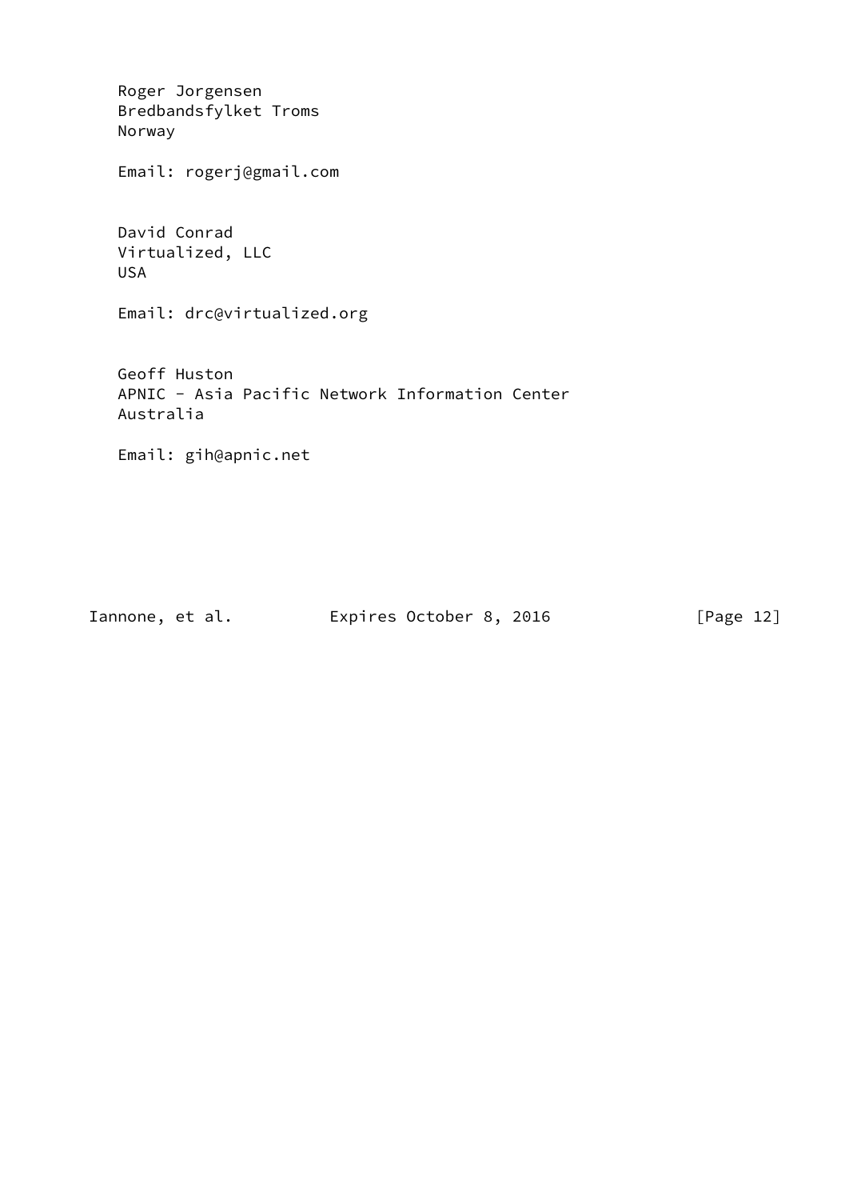Roger Jorgensen
Bredbandsfylket Troms
Norway

Email: rogerj@gmail.com

David Conrad
Virtualized, LLC
USA

Email: drc@virtualized.org

Geoff Huston
APNIC - Asia Pacific Network Information Center
Australia

Email: gih@apnic.net